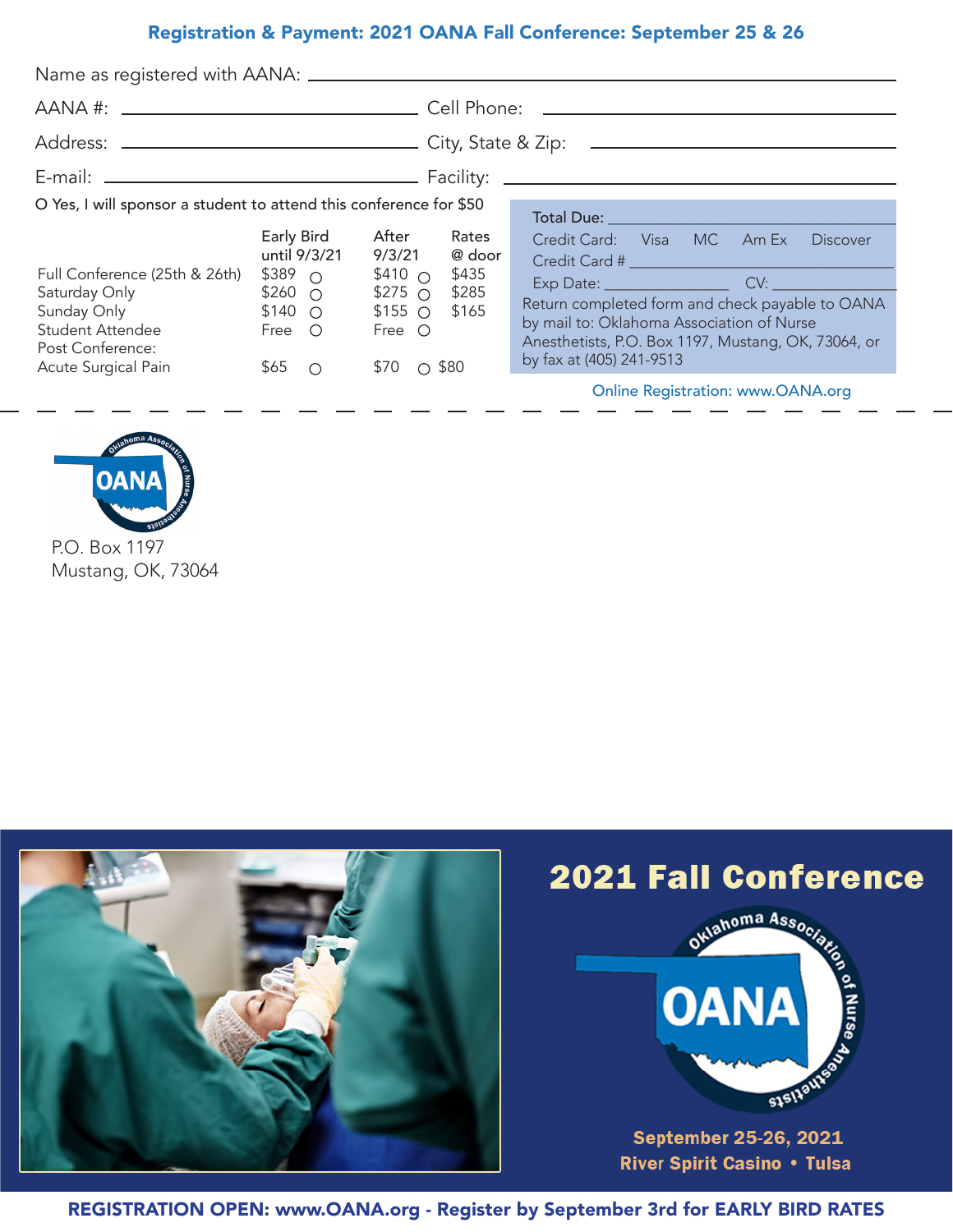## Registration & Payment: 2021 OANA Fall Conference: September 25 & 26

Name as registered with AANA: ______________________________

AANA #: ____________________ Cell Phone: ____________________

Address: ____________________ City, State & Zip: ____________________

E-mail: ____________________ Facility: ____________________

O Yes, I will sponsor a student to attend this conference for $50

| | Early Bird until 9/3/21 | After 9/3/21 | Rates @ door |
|---|---|---|---|
| Full Conference (25th & 26th) | $389 ○ | $410 ○ | $435 |
| Saturday Only | $260 ○ | $275 ○ | $285 |
| Sunday Only | $140 ○ | $155 ○ | $165 |
| Student Attendee | Free ○ | Free ○ | |
| Post Conference: Acute Surgical Pain | $65 ○ | $70 ○ | $80 |

Total Due: ____________________

Credit Card: Visa MC Am Ex Discover

Credit Card # ____________________

Exp Date: __________ CV: __________

Return completed form and check payable to OANA by mail to: Oklahoma Association of Nurse Anesthetists, P.O. Box 1197, Mustang, OK, 73064, or by fax at (405) 241-9513

Online Registration: www.OANA.org

OANA
P.O. Box 1197
Mustang, OK, 73064

# 2021 Fall Conference

Oklahoma Association of Nurse Anesthetists

**September 25-26, 2021**
**River Spirit Casino • Tulsa**

**REGISTRATION OPEN: www.OANA.org - Register by September 3rd for EARLY BIRD RATES**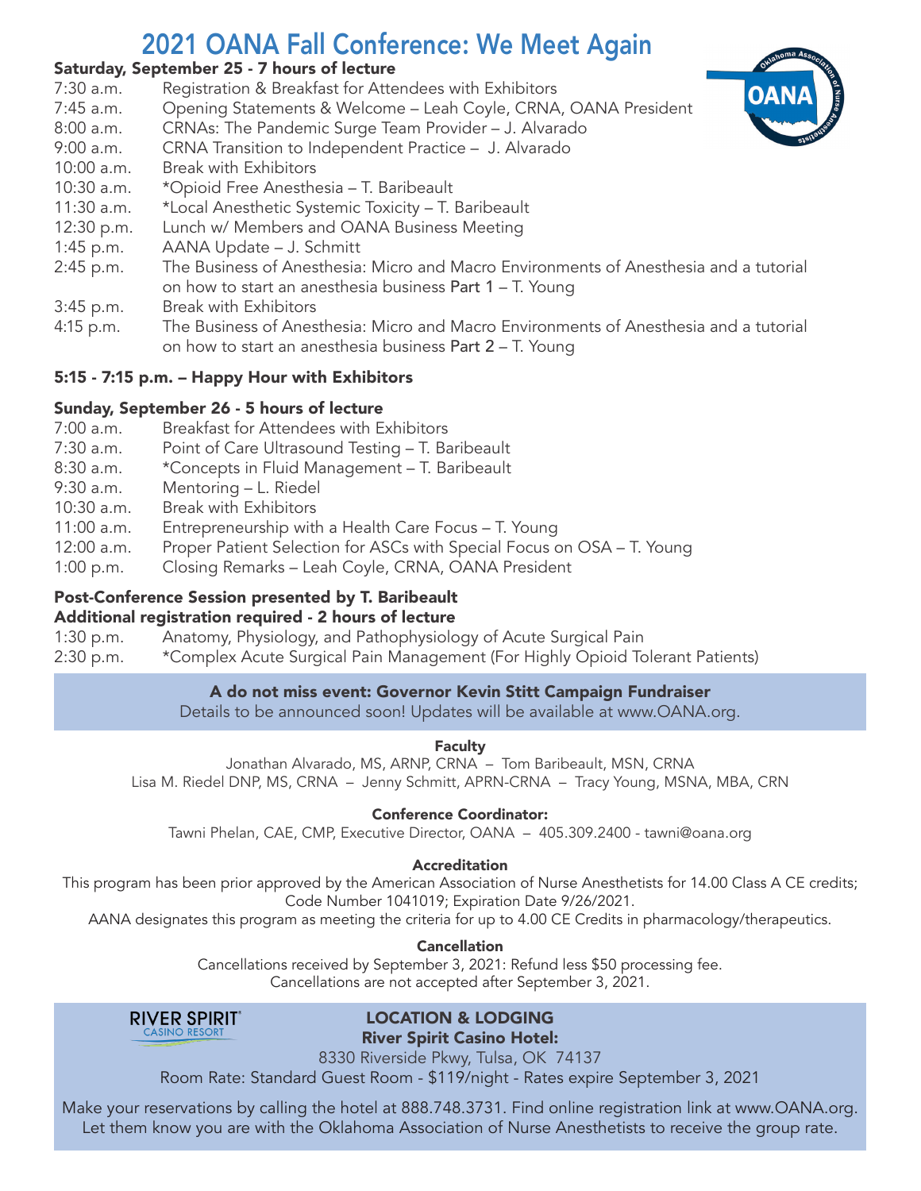# 2021 OANA Fall Conference: We Meet Again

**Saturday, September 25 - 7 hours of lecture**

| | |
|---|---|
| 7:30 a.m. | Registration & Breakfast for Attendees with Exhibitors |
| 7:45 a.m. | Opening Statements & Welcome – Leah Coyle, CRNA, OANA President |
| 8:00 a.m. | CRNAs: The Pandemic Surge Team Provider – J. Alvarado |
| 9:00 a.m. | CRNA Transition to Independent Practice – J. Alvarado |
| 10:00 a.m. | Break with Exhibitors |
| 10:30 a.m. | *Opioid Free Anesthesia – T. Baribeault |
| 11:30 a.m. | *Local Anesthetic Systemic Toxicity – T. Baribeault |
| 12:30 p.m. | Lunch w/ Members and OANA Business Meeting |
| 1:45 p.m. | AANA Update – J. Schmitt |
| 2:45 p.m. | The Business of Anesthesia: Micro and Macro Environments of Anesthesia and a tutorial on how to start an anesthesia business Part 1 – T. Young |
| 3:45 p.m. | Break with Exhibitors |
| 4:15 p.m. | The Business of Anesthesia: Micro and Macro Environments of Anesthesia and a tutorial on how to start an anesthesia business Part 2 – T. Young |

**5:15 - 7:15 p.m. – Happy Hour with Exhibitors**

**Sunday, September 26 - 5 hours of lecture**

| | |
|---|---|
| 7:00 a.m. | Breakfast for Attendees with Exhibitors |
| 7:30 a.m. | Point of Care Ultrasound Testing – T. Baribeault |
| 8:30 a.m. | *Concepts in Fluid Management – T. Baribeault |
| 9:30 a.m. | Mentoring – L. Riedel |
| 10:30 a.m. | Break with Exhibitors |
| 11:00 a.m. | Entrepreneurship with a Health Care Focus – T. Young |
| 12:00 a.m. | Proper Patient Selection for ASCs with Special Focus on OSA – T. Young |
| 1:00 p.m. | Closing Remarks – Leah Coyle, CRNA, OANA President |

**Post-Conference Session presented by T. Baribeault**
**Additional registration required - 2 hours of lecture**

| | |
|---|---|
| 1:30 p.m. | Anatomy, Physiology, and Pathophysiology of Acute Surgical Pain |
| 2:30 p.m. | *Complex Acute Surgical Pain Management (For Highly Opioid Tolerant Patients) |

**A do not miss event: Governor Kevin Stitt Campaign Fundraiser**
Details to be announced soon! Updates will be available at www.OANA.org.

**Faculty**

Jonathan Alvarado, MS, ARNP, CRNA – Tom Baribeault, MSN, CRNA
Lisa M. Riedel DNP, MS, CRNA – Jenny Schmitt, APRN-CRNA – Tracy Young, MSNA, MBA, CRN

**Conference Coordinator:**

Tawni Phelan, CAE, CMP, Executive Director, OANA – 405.309.2400 - tawni@oana.org

**Accreditation**

This program has been prior approved by the American Association of Nurse Anesthetists for 14.00 Class A CE credits; Code Number 1041019; Expiration Date 9/26/2021.
AANA designates this program as meeting the criteria for up to 4.00 CE Credits in pharmacology/therapeutics.

**Cancellation**

Cancellations received by September 3, 2021: Refund less $50 processing fee.
Cancellations are not accepted after September 3, 2021.

RIVER SPIRIT CASINO RESORT

**LOCATION & LODGING**
**River Spirit Casino Hotel:**
8330 Riverside Pkwy, Tulsa, OK 74137
Room Rate: Standard Guest Room - $119/night - Rates expire September 3, 2021

Make your reservations by calling the hotel at 888.748.3731. Find online registration link at www.OANA.org.
Let them know you are with the Oklahoma Association of Nurse Anesthetists to receive the group rate.